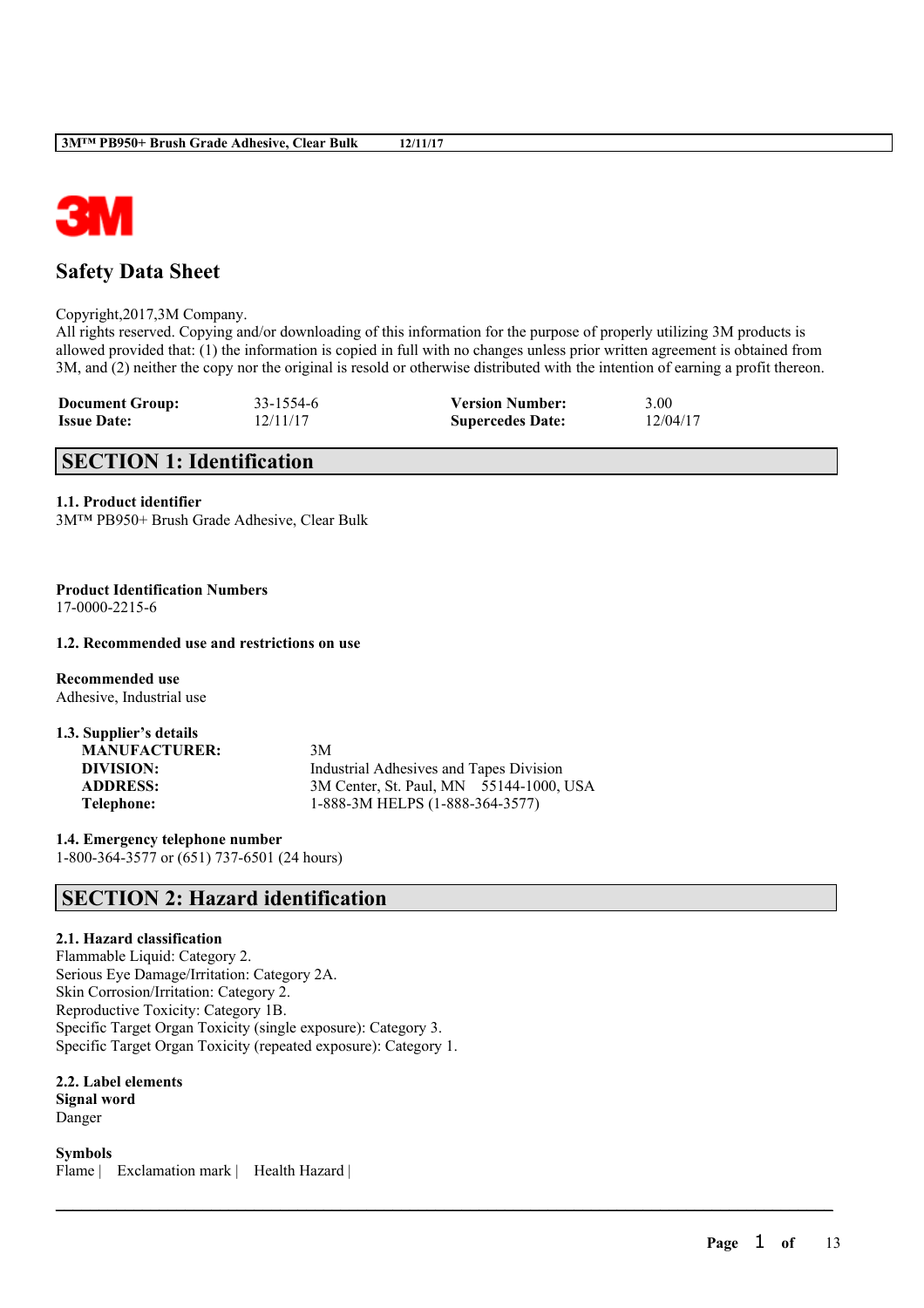# Safety Data Sheet

Copyright,2017,3M Company.
All rights reserved. Copying and/or downloading of this information for the purpose of properly utilizing 3M products is allowed provided that: (1) the information is copied in full with no changes unless prior written agreement is obtained from 3M, and (2) neither the copy nor the original is resold or otherwise distributed with the intention of earning a profit thereon.

| | | | |
|---|---|---|---|
| **Document Group:** | 33-1554-6 | **Version Number:** | 3.00 |
| **Issue Date:** | 12/11/17 | **Supercedes Date:** | 12/04/17 |

## SECTION 1: Identification

### 1.1. Product identifier

3M™ PB950+ Brush Grade Adhesive, Clear Bulk

**Product Identification Numbers**
17-0000-2215-6

### 1.2. Recommended use and restrictions on use

**Recommended use**
Adhesive, Industrial use

### 1.3. Supplier's details

| | |
|---|---|
| **MANUFACTURER:** | 3M |
| **DIVISION:** | Industrial Adhesives and Tapes Division |
| **ADDRESS:** | 3M Center, St. Paul, MN 55144-1000, USA |
| **Telephone:** | 1-888-3M HELPS (1-888-364-3577) |

### 1.4. Emergency telephone number

1-800-364-3577 or (651) 737-6501 (24 hours)

## SECTION 2: Hazard identification

### 2.1. Hazard classification

Flammable Liquid: Category 2.
Serious Eye Damage/Irritation: Category 2A.
Skin Corrosion/Irritation: Category 2.
Reproductive Toxicity: Category 1B.
Specific Target Organ Toxicity (single exposure): Category 3.
Specific Target Organ Toxicity (repeated exposure): Category 1.

### 2.2. Label elements

**Signal word**
Danger

**Symbols**
Flame | Exclamation mark | Health Hazard |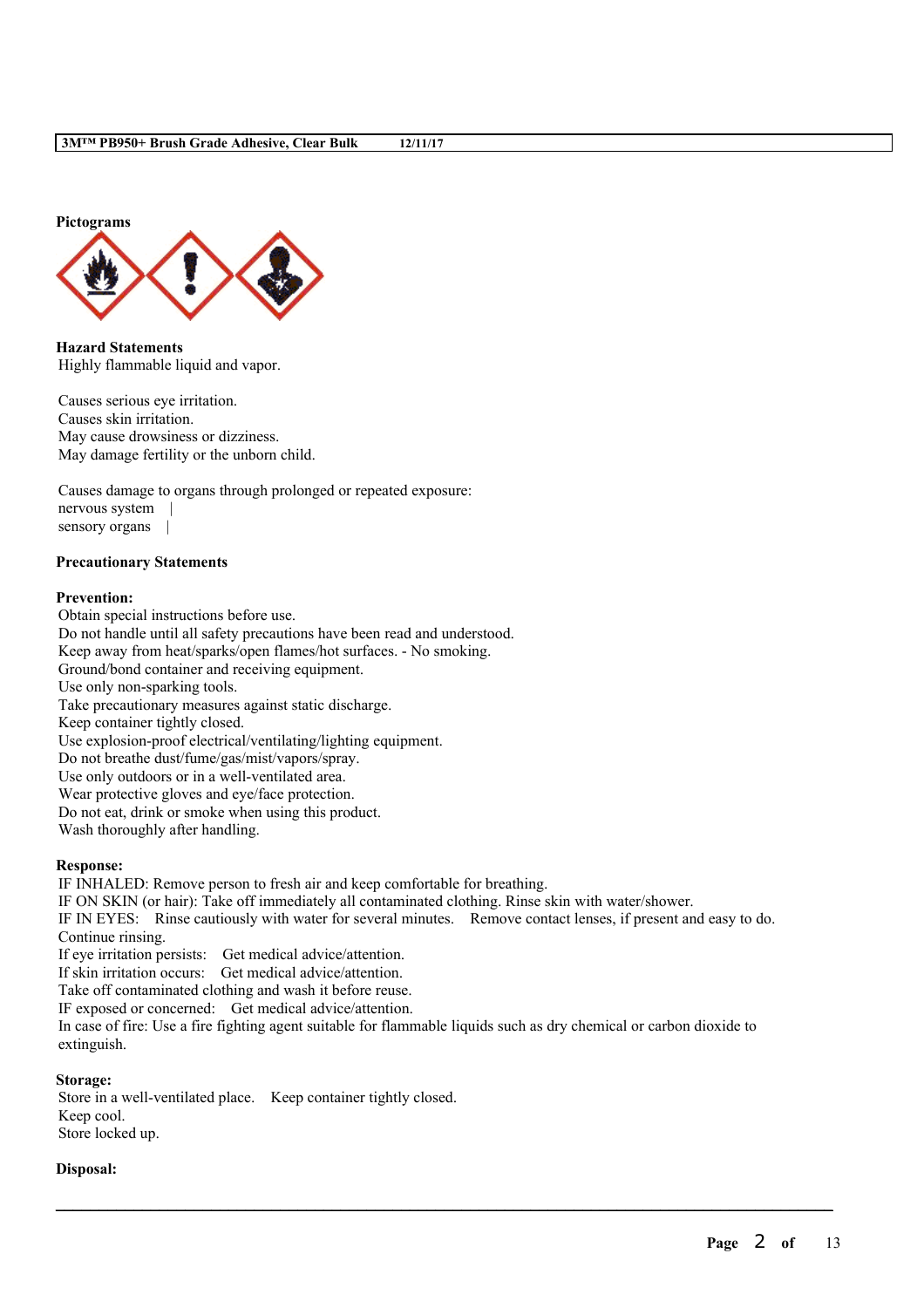**Pictograms**

**Hazard Statements**

Highly flammable liquid and vapor.

Causes serious eye irritation.
Causes skin irritation.
May cause drowsiness or dizziness.
May damage fertility or the unborn child.

Causes damage to organs through prolonged or repeated exposure:
nervous system |
sensory organs |

**Precautionary Statements**

**Prevention:**

Obtain special instructions before use.
Do not handle until all safety precautions have been read and understood.
Keep away from heat/sparks/open flames/hot surfaces. - No smoking.
Ground/bond container and receiving equipment.
Use only non-sparking tools.
Take precautionary measures against static discharge.
Keep container tightly closed.
Use explosion-proof electrical/ventilating/lighting equipment.
Do not breathe dust/fume/gas/mist/vapors/spray.
Use only outdoors or in a well-ventilated area.
Wear protective gloves and eye/face protection.
Do not eat, drink or smoke when using this product.
Wash thoroughly after handling.

**Response:**

IF INHALED: Remove person to fresh air and keep comfortable for breathing.
IF ON SKIN (or hair): Take off immediately all contaminated clothing. Rinse skin with water/shower.
IF IN EYES: Rinse cautiously with water for several minutes. Remove contact lenses, if present and easy to do. Continue rinsing.
If eye irritation persists: Get medical advice/attention.
If skin irritation occurs: Get medical advice/attention.
Take off contaminated clothing and wash it before reuse.
IF exposed or concerned: Get medical advice/attention.
In case of fire: Use a fire fighting agent suitable for flammable liquids such as dry chemical or carbon dioxide to extinguish.

**Storage:**

Store in a well-ventilated place. Keep container tightly closed.
Keep cool.
Store locked up.

**Disposal:**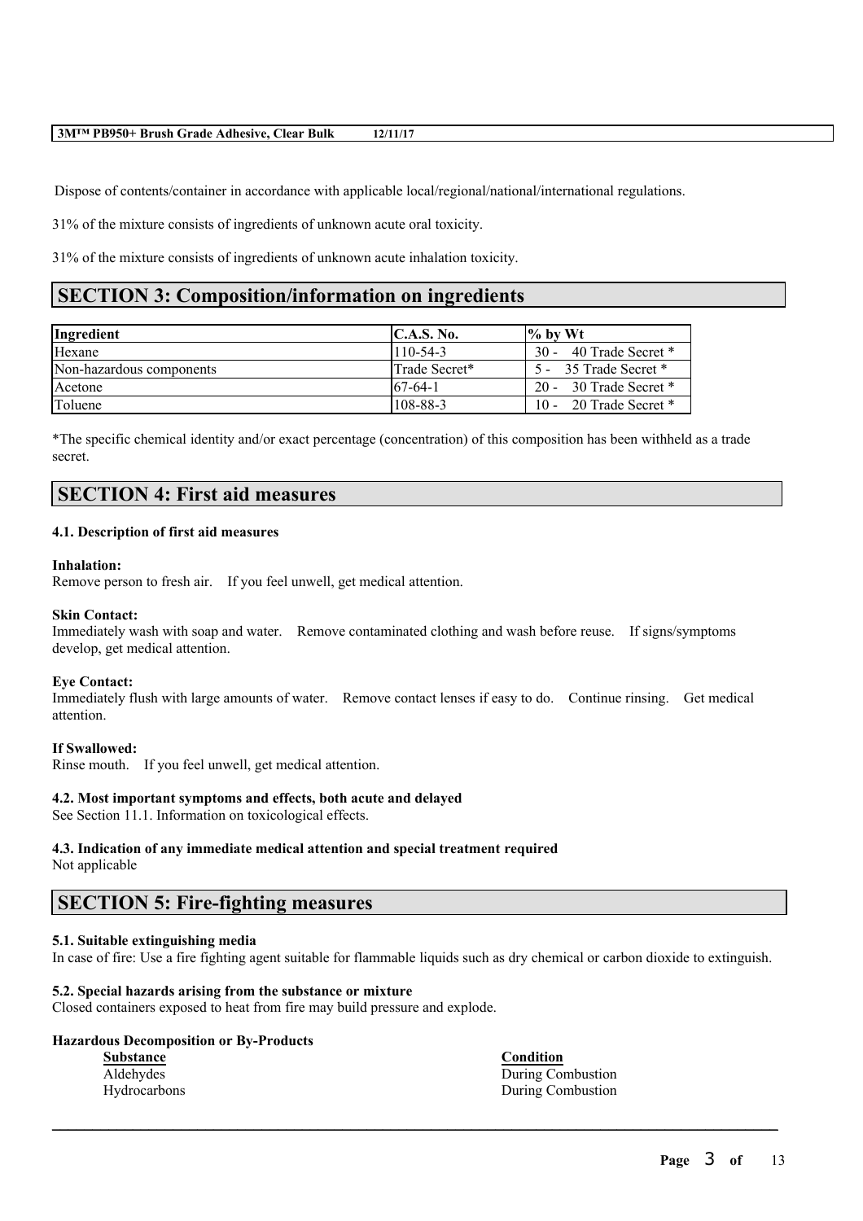Dispose of contents/container in accordance with applicable local/regional/national/international regulations.

31% of the mixture consists of ingredients of unknown acute oral toxicity.

31% of the mixture consists of ingredients of unknown acute inhalation toxicity.

# SECTION 3: Composition/information on ingredients

| Ingredient | C.A.S. No. | % by Wt |
|---|---|---|
| Hexane | 110-54-3 | 30 - 40 Trade Secret * |
| Non-hazardous components | Trade Secret* | 5 - 35 Trade Secret * |
| Acetone | 67-64-1 | 20 - 30 Trade Secret * |
| Toluene | 108-88-3 | 10 - 20 Trade Secret * |

*The specific chemical identity and/or exact percentage (concentration) of this composition has been withheld as a trade secret.

# SECTION 4: First aid measures

### 4.1. Description of first aid measures

**Inhalation:**
Remove person to fresh air. If you feel unwell, get medical attention.

**Skin Contact:**
Immediately wash with soap and water. Remove contaminated clothing and wash before reuse. If signs/symptoms develop, get medical attention.

**Eye Contact:**
Immediately flush with large amounts of water. Remove contact lenses if easy to do. Continue rinsing. Get medical attention.

**If Swallowed:**
Rinse mouth. If you feel unwell, get medical attention.

### 4.2. Most important symptoms and effects, both acute and delayed
See Section 11.1. Information on toxicological effects.

### 4.3. Indication of any immediate medical attention and special treatment required
Not applicable

# SECTION 5: Fire-fighting measures

### 5.1. Suitable extinguishing media
In case of fire: Use a fire fighting agent suitable for flammable liquids such as dry chemical or carbon dioxide to extinguish.

### 5.2. Special hazards arising from the substance or mixture
Closed containers exposed to heat from fire may build pressure and explode.

**Hazardous Decomposition or By-Products**

| Substance | Condition |
|---|---|
| Aldehydes | During Combustion |
| Hydrocarbons | During Combustion |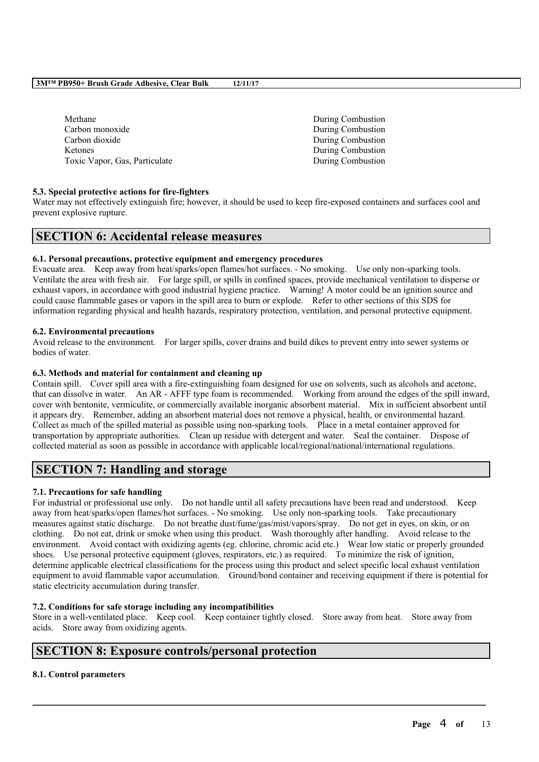| | |
|---|---|
| Methane | During Combustion |
| Carbon monoxide | During Combustion |
| Carbon dioxide | During Combustion |
| Ketones | During Combustion |
| Toxic Vapor, Gas, Particulate | During Combustion |

**5.3. Special protective actions for fire-fighters**

Water may not effectively extinguish fire; however, it should be used to keep fire-exposed containers and surfaces cool and prevent explosive rupture.

## SECTION 6: Accidental release measures

**6.1. Personal precautions, protective equipment and emergency procedures**

Evacuate area. Keep away from heat/sparks/open flames/hot surfaces. - No smoking. Use only non-sparking tools. Ventilate the area with fresh air. For large spill, or spills in confined spaces, provide mechanical ventilation to disperse or exhaust vapors, in accordance with good industrial hygiene practice. Warning! A motor could be an ignition source and could cause flammable gases or vapors in the spill area to burn or explode. Refer to other sections of this SDS for information regarding physical and health hazards, respiratory protection, ventilation, and personal protective equipment.

**6.2. Environmental precautions**

Avoid release to the environment. For larger spills, cover drains and build dikes to prevent entry into sewer systems or bodies of water.

**6.3. Methods and material for containment and cleaning up**

Contain spill. Cover spill area with a fire-extinguishing foam designed for use on solvents, such as alcohols and acetone, that can dissolve in water. An AR - AFFF type foam is recommended. Working from around the edges of the spill inward, cover with bentonite, vermiculite, or commercially available inorganic absorbent material. Mix in sufficient absorbent until it appears dry. Remember, adding an absorbent material does not remove a physical, health, or environmental hazard. Collect as much of the spilled material as possible using non-sparking tools. Place in a metal container approved for transportation by appropriate authorities. Clean up residue with detergent and water. Seal the container. Dispose of collected material as soon as possible in accordance with applicable local/regional/national/international regulations.

## SECTION 7: Handling and storage

**7.1. Precautions for safe handling**

For industrial or professional use only. Do not handle until all safety precautions have been read and understood. Keep away from heat/sparks/open flames/hot surfaces. - No smoking. Use only non-sparking tools. Take precautionary measures against static discharge. Do not breathe dust/fume/gas/mist/vapors/spray. Do not get in eyes, on skin, or on clothing. Do not eat, drink or smoke when using this product. Wash thoroughly after handling. Avoid release to the environment. Avoid contact with oxidizing agents (eg. chlorine, chromic acid etc.) Wear low static or properly grounded shoes. Use personal protective equipment (gloves, respirators, etc.) as required. To minimize the risk of ignition, determine applicable electrical classifications for the process using this product and select specific local exhaust ventilation equipment to avoid flammable vapor accumulation. Ground/bond container and receiving equipment if there is potential for static electricity accumulation during transfer.

**7.2. Conditions for safe storage including any incompatibilities**

Store in a well-ventilated place. Keep cool. Keep container tightly closed. Store away from heat. Store away from acids. Store away from oxidizing agents.

## SECTION 8: Exposure controls/personal protection

**8.1. Control parameters**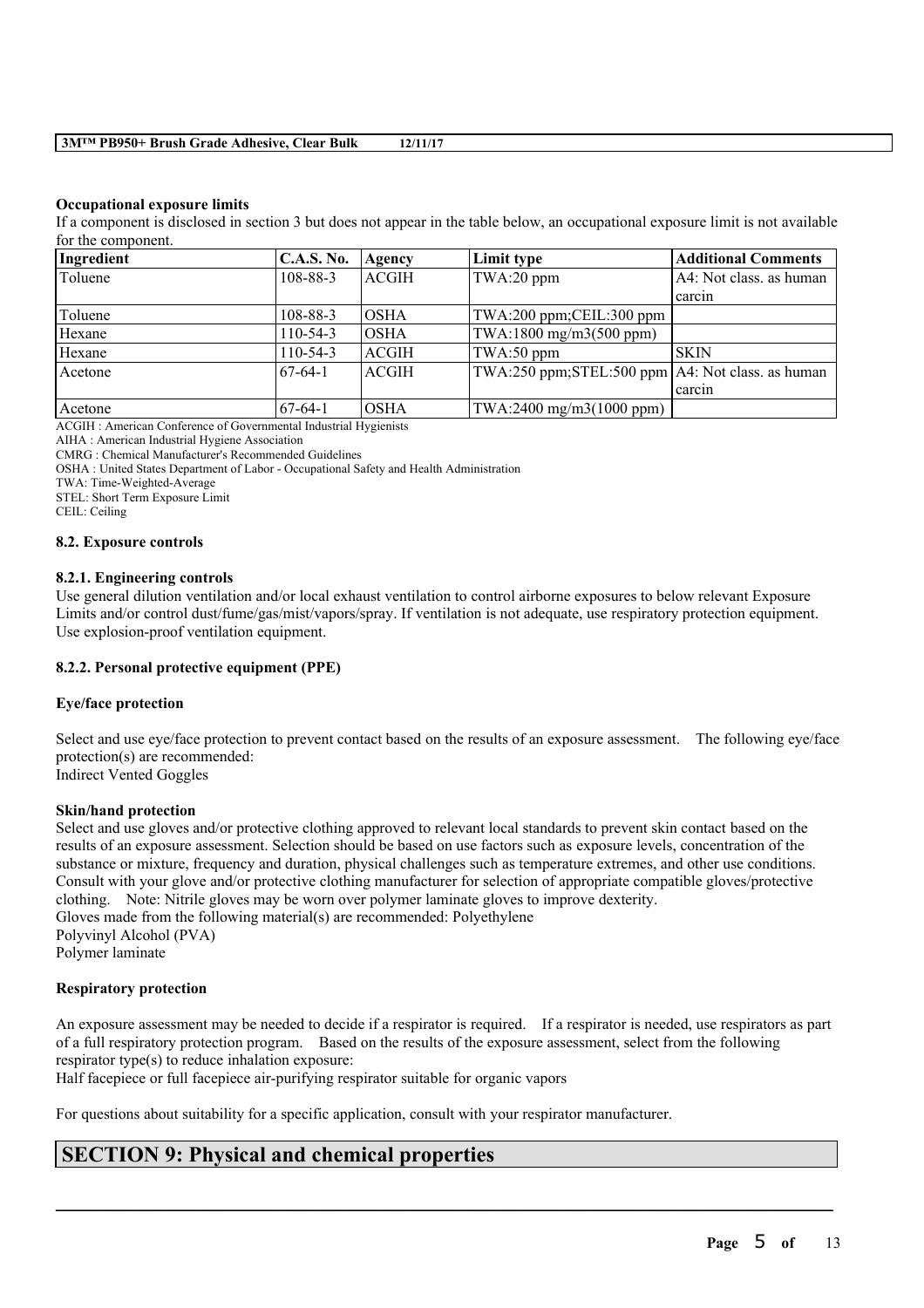**Occupational exposure limits**

If a component is disclosed in section 3 but does not appear in the table below, an occupational exposure limit is not available for the component.

| Ingredient | C.A.S. No. | Agency | Limit type | Additional Comments |
|---|---|---|---|---|
| Toluene | 108-88-3 | ACGIH | TWA:20 ppm | A4: Not class. as human carcin |
| Toluene | 108-88-3 | OSHA | TWA:200 ppm;CEIL:300 ppm | |
| Hexane | 110-54-3 | OSHA | TWA:1800 mg/m3(500 ppm) | |
| Hexane | 110-54-3 | ACGIH | TWA:50 ppm | SKIN |
| Acetone | 67-64-1 | ACGIH | TWA:250 ppm;STEL:500 ppm | A4: Not class. as human carcin |
| Acetone | 67-64-1 | OSHA | TWA:2400 mg/m3(1000 ppm) | |

ACGIH : American Conference of Governmental Industrial Hygienists

AIHA : American Industrial Hygiene Association

CMRG : Chemical Manufacturer's Recommended Guidelines

OSHA : United States Department of Labor - Occupational Safety and Health Administration

TWA: Time-Weighted-Average

STEL: Short Term Exposure Limit

CEIL: Ceiling

### 8.2. Exposure controls

#### 8.2.1. Engineering controls

Use general dilution ventilation and/or local exhaust ventilation to control airborne exposures to below relevant Exposure Limits and/or control dust/fume/gas/mist/vapors/spray. If ventilation is not adequate, use respiratory protection equipment. Use explosion-proof ventilation equipment.

#### 8.2.2. Personal protective equipment (PPE)

**Eye/face protection**

Select and use eye/face protection to prevent contact based on the results of an exposure assessment. The following eye/face protection(s) are recommended:
Indirect Vented Goggles

**Skin/hand protection**

Select and use gloves and/or protective clothing approved to relevant local standards to prevent skin contact based on the results of an exposure assessment. Selection should be based on use factors such as exposure levels, concentration of the substance or mixture, frequency and duration, physical challenges such as temperature extremes, and other use conditions. Consult with your glove and/or protective clothing manufacturer for selection of appropriate compatible gloves/protective clothing. Note: Nitrile gloves may be worn over polymer laminate gloves to improve dexterity.
Gloves made from the following material(s) are recommended: Polyethylene
Polyvinyl Alcohol (PVA)
Polymer laminate

**Respiratory protection**

An exposure assessment may be needed to decide if a respirator is required. If a respirator is needed, use respirators as part of a full respiratory protection program. Based on the results of the exposure assessment, select from the following respirator type(s) to reduce inhalation exposure:
Half facepiece or full facepiece air-purifying respirator suitable for organic vapors

For questions about suitability for a specific application, consult with your respirator manufacturer.

## SECTION 9: Physical and chemical properties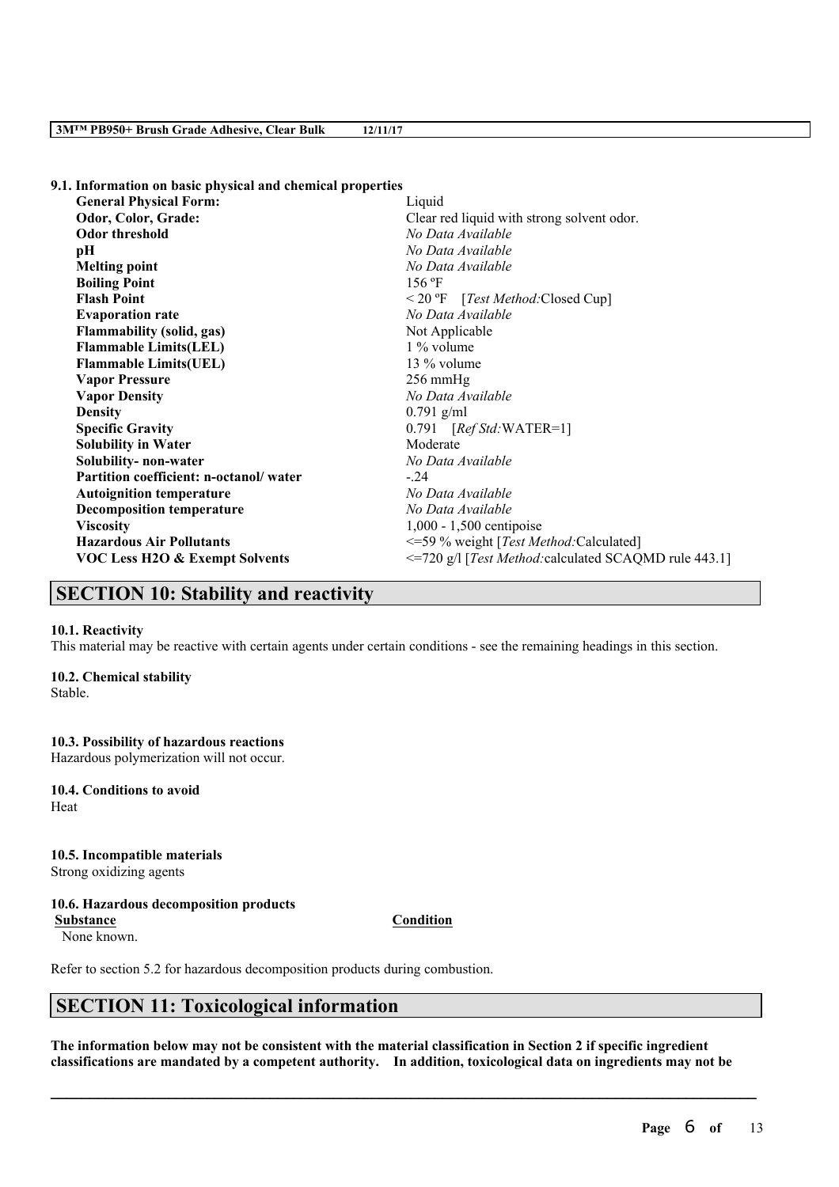### 9.1. Information on basic physical and chemical properties

| Property | Value |
| --- | --- |
| **General Physical Form:** | Liquid |
| **Odor, Color, Grade:** | Clear red liquid with strong solvent odor. |
| **Odor threshold** | *No Data Available* |
| **pH** | *No Data Available* |
| **Melting point** | *No Data Available* |
| **Boiling Point** | 156 ºF |
| **Flash Point** | < 20 ºF [*Test Method:*Closed Cup] |
| **Evaporation rate** | *No Data Available* |
| **Flammability (solid, gas)** | Not Applicable |
| **Flammable Limits(LEL)** | 1 % volume |
| **Flammable Limits(UEL)** | 13 % volume |
| **Vapor Pressure** | 256 mmHg |
| **Vapor Density** | *No Data Available* |
| **Density** | 0.791 g/ml |
| **Specific Gravity** | 0.791 [*Ref Std:*WATER=1] |
| **Solubility in Water** | Moderate |
| **Solubility- non-water** | *No Data Available* |
| **Partition coefficient: n-octanol/ water** | -.24 |
| **Autoignition temperature** | *No Data Available* |
| **Decomposition temperature** | *No Data Available* |
| **Viscosity** | 1,000 - 1,500 centipoise |
| **Hazardous Air Pollutants** | <=59 % weight [*Test Method:*Calculated] |
| **VOC Less H2O & Exempt Solvents** | <=720 g/l [*Test Method:*calculated SCAQMD rule 443.1] |

## SECTION 10: Stability and reactivity

**10.1. Reactivity**

This material may be reactive with certain agents under certain conditions - see the remaining headings in this section.

**10.2. Chemical stability**

Stable.

**10.3. Possibility of hazardous reactions**

Hazardous polymerization will not occur.

**10.4. Conditions to avoid**

Heat

**10.5. Incompatible materials**

Strong oxidizing agents

**10.6. Hazardous decomposition products**

| Substance | Condition |
| --- | --- |
| None known. | |

Refer to section 5.2 for hazardous decomposition products during combustion.

## SECTION 11: Toxicological information

**The information below may not be consistent with the material classification in Section 2 if specific ingredient classifications are mandated by a competent authority. In addition, toxicological data on ingredients may not be**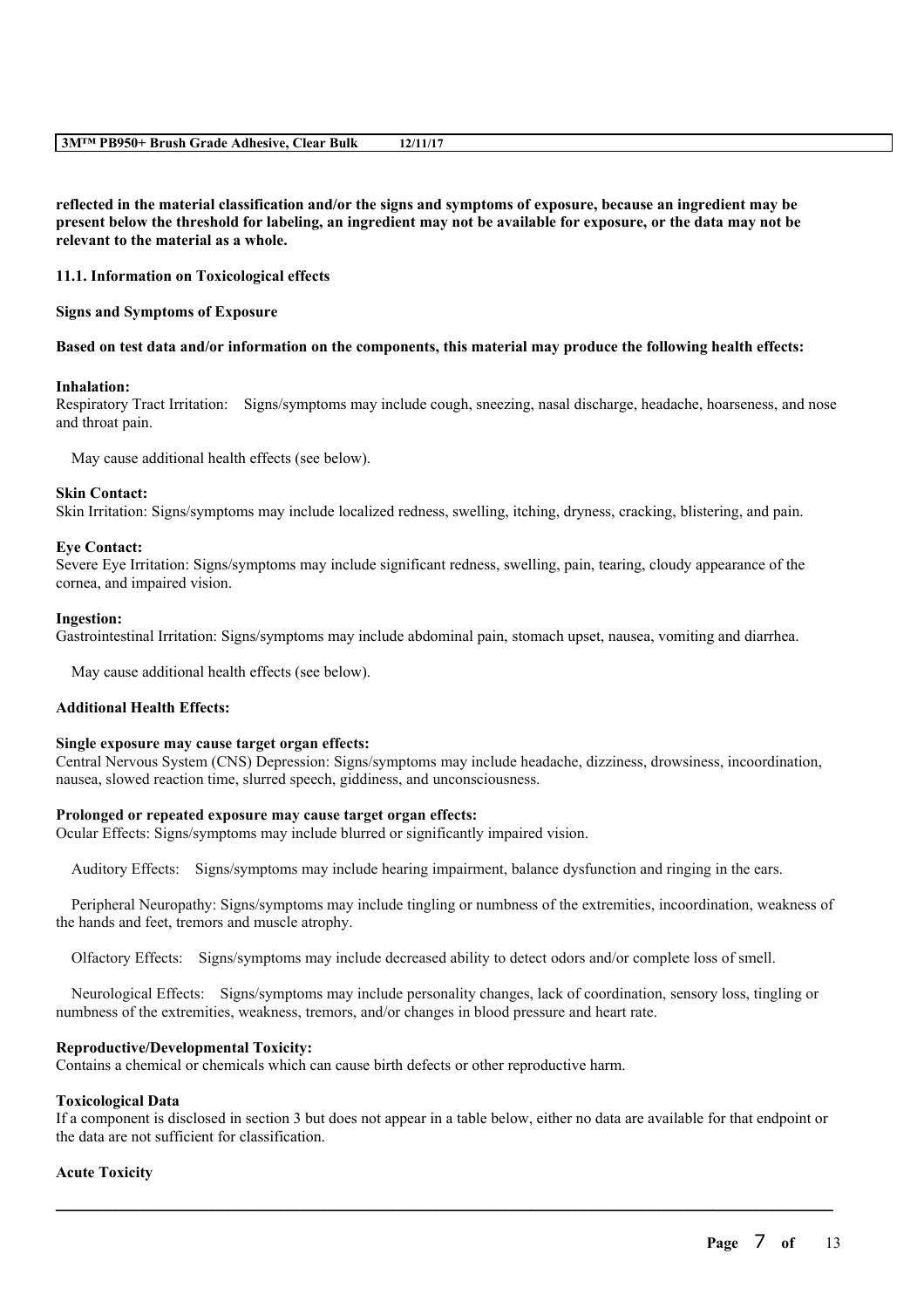**reflected in the material classification and/or the signs and symptoms of exposure, because an ingredient may be present below the threshold for labeling, an ingredient may not be available for exposure, or the data may not be relevant to the material as a whole.**

**11.1. Information on Toxicological effects**

**Signs and Symptoms of Exposure**

**Based on test data and/or information on the components, this material may produce the following health effects:**

**Inhalation:**
Respiratory Tract Irritation: Signs/symptoms may include cough, sneezing, nasal discharge, headache, hoarseness, and nose and throat pain.

May cause additional health effects (see below).

**Skin Contact:**
Skin Irritation: Signs/symptoms may include localized redness, swelling, itching, dryness, cracking, blistering, and pain.

**Eye Contact:**
Severe Eye Irritation: Signs/symptoms may include significant redness, swelling, pain, tearing, cloudy appearance of the cornea, and impaired vision.

**Ingestion:**
Gastrointestinal Irritation: Signs/symptoms may include abdominal pain, stomach upset, nausea, vomiting and diarrhea.

May cause additional health effects (see below).

**Additional Health Effects:**

**Single exposure may cause target organ effects:**
Central Nervous System (CNS) Depression: Signs/symptoms may include headache, dizziness, drowsiness, incoordination, nausea, slowed reaction time, slurred speech, giddiness, and unconsciousness.

**Prolonged or repeated exposure may cause target organ effects:**
Ocular Effects: Signs/symptoms may include blurred or significantly impaired vision.

Auditory Effects: Signs/symptoms may include hearing impairment, balance dysfunction and ringing in the ears.

Peripheral Neuropathy: Signs/symptoms may include tingling or numbness of the extremities, incoordination, weakness of the hands and feet, tremors and muscle atrophy.

Olfactory Effects: Signs/symptoms may include decreased ability to detect odors and/or complete loss of smell.

Neurological Effects: Signs/symptoms may include personality changes, lack of coordination, sensory loss, tingling or numbness of the extremities, weakness, tremors, and/or changes in blood pressure and heart rate.

**Reproductive/Developmental Toxicity:**
Contains a chemical or chemicals which can cause birth defects or other reproductive harm.

**Toxicological Data**
If a component is disclosed in section 3 but does not appear in a table below, either no data are available for that endpoint or the data are not sufficient for classification.

**Acute Toxicity**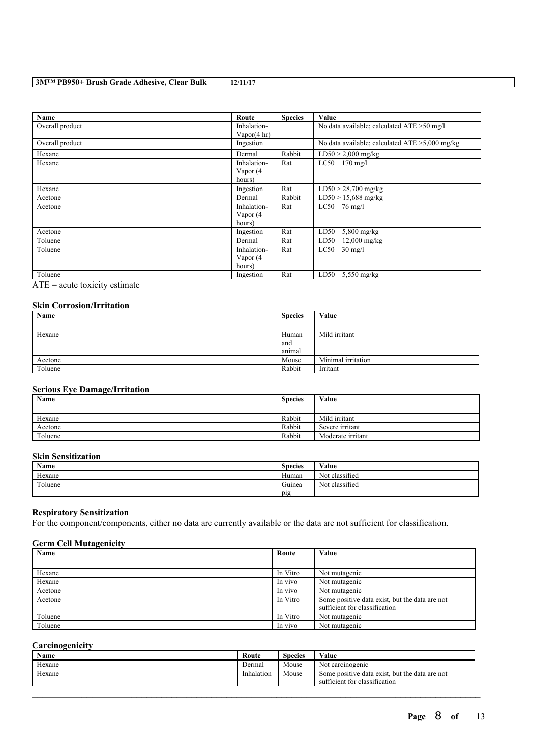| Name | Route | Species | Value |
| --- | --- | --- | --- |
| Overall product | Inhalation-Vapor(4 hr) | | No data available; calculated ATE >50 mg/l |
| Overall product | Ingestion | | No data available; calculated ATE >5,000 mg/kg |
| Hexane | Dermal | Rabbit | LD50 > 2,000 mg/kg |
| Hexane | Inhalation-Vapor (4 hours) | Rat | LC50 170 mg/l |
| Hexane | Ingestion | Rat | LD50 > 28,700 mg/kg |
| Acetone | Dermal | Rabbit | LD50 > 15,688 mg/kg |
| Acetone | Inhalation-Vapor (4 hours) | Rat | LC50 76 mg/l |
| Acetone | Ingestion | Rat | LD50 5,800 mg/kg |
| Toluene | Dermal | Rat | LD50 12,000 mg/kg |
| Toluene | Inhalation-Vapor (4 hours) | Rat | LC50 30 mg/l |
| Toluene | Ingestion | Rat | LD50 5,550 mg/kg |

ATE = acute toxicity estimate

### Skin Corrosion/Irritation

| Name | Species | Value |
| --- | --- | --- |
| Hexane | Human and animal | Mild irritant |
| Acetone | Mouse | Minimal irritation |
| Toluene | Rabbit | Irritant |

### Serious Eye Damage/Irritation

| Name | Species | Value |
| --- | --- | --- |
| Hexane | Rabbit | Mild irritant |
| Acetone | Rabbit | Severe irritant |
| Toluene | Rabbit | Moderate irritant |

### Skin Sensitization

| Name | Species | Value |
| --- | --- | --- |
| Hexane | Human | Not classified |
| Toluene | Guinea pig | Not classified |

### Respiratory Sensitization

For the component/components, either no data are currently available or the data are not sufficient for classification.

### Germ Cell Mutagenicity

| Name | Route | Value |
| --- | --- | --- |
| Hexane | In Vitro | Not mutagenic |
| Hexane | In vivo | Not mutagenic |
| Acetone | In vivo | Not mutagenic |
| Acetone | In Vitro | Some positive data exist, but the data are not sufficient for classification |
| Toluene | In Vitro | Not mutagenic |
| Toluene | In vivo | Not mutagenic |

### Carcinogenicity

| Name | Route | Species | Value |
| --- | --- | --- | --- |
| Hexane | Dermal | Mouse | Not carcinogenic |
| Hexane | Inhalation | Mouse | Some positive data exist, but the data are not sufficient for classification |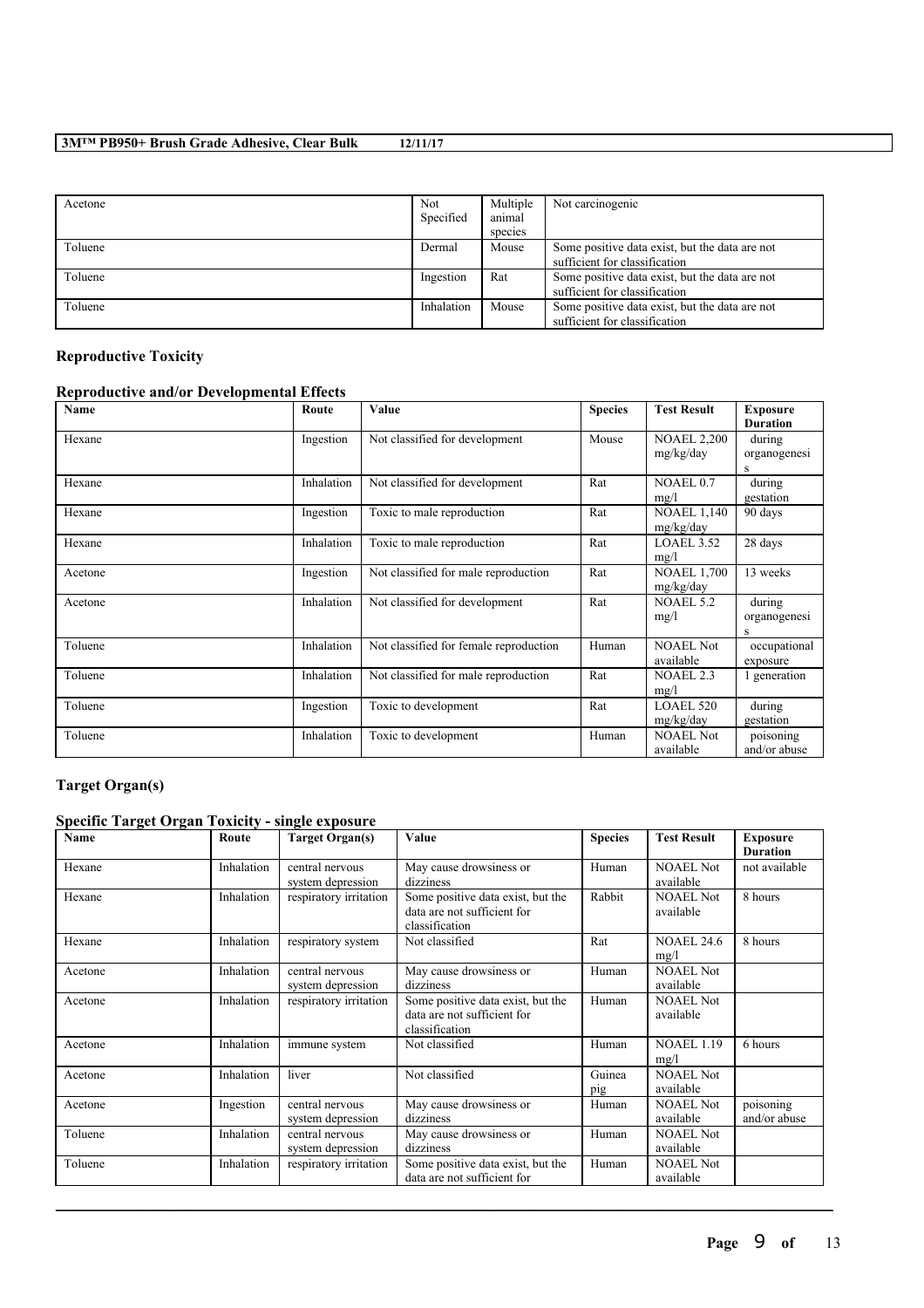| Acetone | Not Specified | Multiple animal species | Not carcinogenic |
|---|---|---|---|
| Toluene | Dermal | Mouse | Some positive data exist, but the data are not sufficient for classification |
| Toluene | Ingestion | Rat | Some positive data exist, but the data are not sufficient for classification |
| Toluene | Inhalation | Mouse | Some positive data exist, but the data are not sufficient for classification |

### Reproductive Toxicity

#### Reproductive and/or Developmental Effects

| Name | Route | Value | Species | Test Result | Exposure Duration |
|---|---|---|---|---|---|
| Hexane | Ingestion | Not classified for development | Mouse | NOAEL 2,200 mg/kg/day | during organogenesis |
| Hexane | Inhalation | Not classified for development | Rat | NOAEL 0.7 mg/l | during gestation |
| Hexane | Ingestion | Toxic to male reproduction | Rat | NOAEL 1,140 mg/kg/day | 90 days |
| Hexane | Inhalation | Toxic to male reproduction | Rat | LOAEL 3.52 mg/l | 28 days |
| Acetone | Ingestion | Not classified for male reproduction | Rat | NOAEL 1,700 mg/kg/day | 13 weeks |
| Acetone | Inhalation | Not classified for development | Rat | NOAEL 5.2 mg/l | during organogenesis |
| Toluene | Inhalation | Not classified for female reproduction | Human | NOAEL Not available | occupational exposure |
| Toluene | Inhalation | Not classified for male reproduction | Rat | NOAEL 2.3 mg/l | 1 generation |
| Toluene | Ingestion | Toxic to development | Rat | LOAEL 520 mg/kg/day | during gestation |
| Toluene | Inhalation | Toxic to development | Human | NOAEL Not available | poisoning and/or abuse |

### Target Organ(s)

#### Specific Target Organ Toxicity - single exposure

| Name | Route | Target Organ(s) | Value | Species | Test Result | Exposure Duration |
|---|---|---|---|---|---|---|
| Hexane | Inhalation | central nervous system depression | May cause drowsiness or dizziness | Human | NOAEL Not available | not available |
| Hexane | Inhalation | respiratory irritation | Some positive data exist, but the data are not sufficient for classification | Rabbit | NOAEL Not available | 8 hours |
| Hexane | Inhalation | respiratory system | Not classified | Rat | NOAEL 24.6 mg/l | 8 hours |
| Acetone | Inhalation | central nervous system depression | May cause drowsiness or dizziness | Human | NOAEL Not available | |
| Acetone | Inhalation | respiratory irritation | Some positive data exist, but the data are not sufficient for classification | Human | NOAEL Not available | |
| Acetone | Inhalation | immune system | Not classified | Human | NOAEL 1.19 mg/l | 6 hours |
| Acetone | Inhalation | liver | Not classified | Guinea pig | NOAEL Not available | |
| Acetone | Ingestion | central nervous system depression | May cause drowsiness or dizziness | Human | NOAEL Not available | poisoning and/or abuse |
| Toluene | Inhalation | central nervous system depression | May cause drowsiness or dizziness | Human | NOAEL Not available | |
| Toluene | Inhalation | respiratory irritation | Some positive data exist, but the data are not sufficient for | Human | NOAEL Not available | |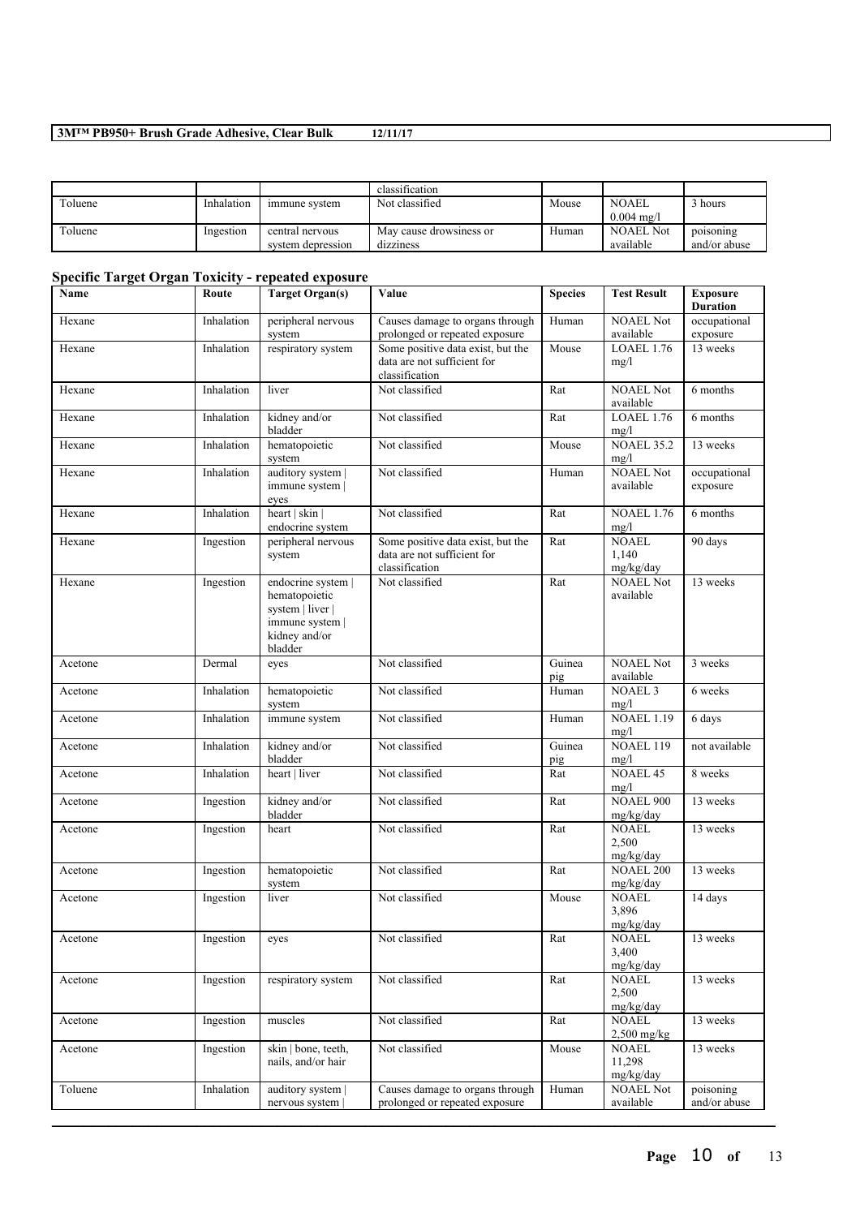| | | | classification | | | |
|---|---|---|---|---|---|---|
| Toluene | Inhalation | immune system | Not classified | Mouse | NOAEL 0.004 mg/l | 3 hours |
| Toluene | Ingestion | central nervous system depression | May cause drowsiness or dizziness | Human | NOAEL Not available | poisoning and/or abuse |

### Specific Target Organ Toxicity - repeated exposure

| Name | Route | Target Organ(s) | Value | Species | Test Result | Exposure Duration |
|---|---|---|---|---|---|---|
| Hexane | Inhalation | peripheral nervous system | Causes damage to organs through prolonged or repeated exposure | Human | NOAEL Not available | occupational exposure |
| Hexane | Inhalation | respiratory system | Some positive data exist, but the data are not sufficient for classification | Mouse | LOAEL 1.76 mg/l | 13 weeks |
| Hexane | Inhalation | liver | Not classified | Rat | NOAEL Not available | 6 months |
| Hexane | Inhalation | kidney and/or bladder | Not classified | Rat | LOAEL 1.76 mg/l | 6 months |
| Hexane | Inhalation | hematopoietic system | Not classified | Mouse | NOAEL 35.2 mg/l | 13 weeks |
| Hexane | Inhalation | auditory system \| immune system \| eyes | Not classified | Human | NOAEL Not available | occupational exposure |
| Hexane | Inhalation | heart \| skin \| endocrine system | Not classified | Rat | NOAEL 1.76 mg/l | 6 months |
| Hexane | Ingestion | peripheral nervous system | Some positive data exist, but the data are not sufficient for classification | Rat | NOAEL 1,140 mg/kg/day | 90 days |
| Hexane | Ingestion | endocrine system \| hematopoietic system \| liver \| immune system \| kidney and/or bladder | Not classified | Rat | NOAEL Not available | 13 weeks |
| Acetone | Dermal | eyes | Not classified | Guinea pig | NOAEL Not available | 3 weeks |
| Acetone | Inhalation | hematopoietic system | Not classified | Human | NOAEL 3 mg/l | 6 weeks |
| Acetone | Inhalation | immune system | Not classified | Human | NOAEL 1.19 mg/l | 6 days |
| Acetone | Inhalation | kidney and/or bladder | Not classified | Guinea pig | NOAEL 119 mg/l | not available |
| Acetone | Inhalation | heart \| liver | Not classified | Rat | NOAEL 45 mg/l | 8 weeks |
| Acetone | Ingestion | kidney and/or bladder | Not classified | Rat | NOAEL 900 mg/kg/day | 13 weeks |
| Acetone | Ingestion | heart | Not classified | Rat | NOAEL 2,500 mg/kg/day | 13 weeks |
| Acetone | Ingestion | hematopoietic system | Not classified | Rat | NOAEL 200 mg/kg/day | 13 weeks |
| Acetone | Ingestion | liver | Not classified | Mouse | NOAEL 3,896 mg/kg/day | 14 days |
| Acetone | Ingestion | eyes | Not classified | Rat | NOAEL 3,400 mg/kg/day | 13 weeks |
| Acetone | Ingestion | respiratory system | Not classified | Rat | NOAEL 2,500 mg/kg/day | 13 weeks |
| Acetone | Ingestion | muscles | Not classified | Rat | NOAEL 2,500 mg/kg | 13 weeks |
| Acetone | Ingestion | skin \| bone, teeth, nails, and/or hair | Not classified | Mouse | NOAEL 11,298 mg/kg/day | 13 weeks |
| Toluene | Inhalation | auditory system \| nervous system \| | Causes damage to organs through prolonged or repeated exposure | Human | NOAEL Not available | poisoning and/or abuse |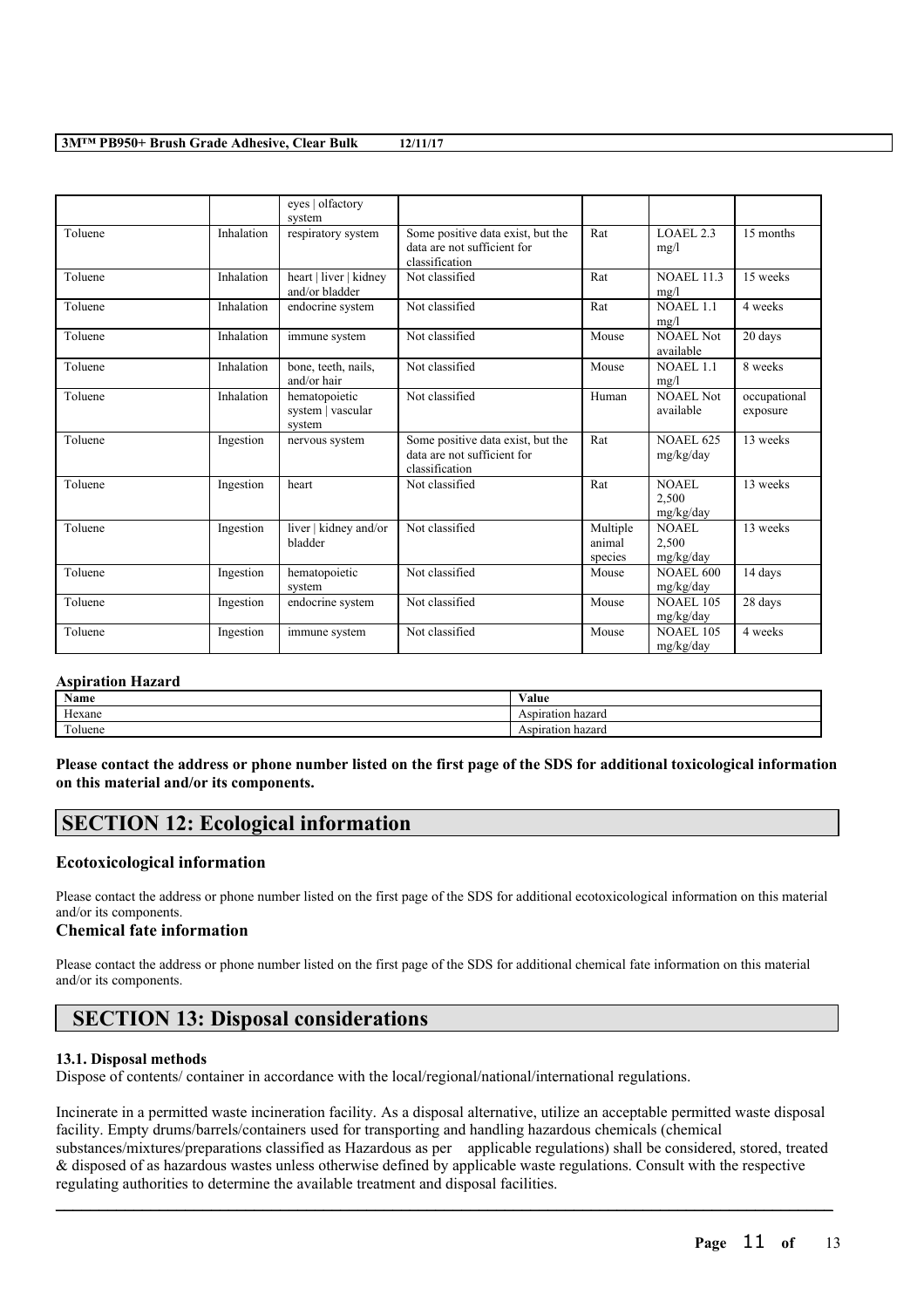| | | eyes \| olfactory system | | | | |
|---|---|---|---|---|---|---|
| Toluene | Inhalation | respiratory system | Some positive data exist, but the data are not sufficient for classification | Rat | LOAEL 2.3 mg/l | 15 months |
| Toluene | Inhalation | heart \| liver \| kidney and/or bladder | Not classified | Rat | NOAEL 11.3 mg/l | 15 weeks |
| Toluene | Inhalation | endocrine system | Not classified | Rat | NOAEL 1.1 mg/l | 4 weeks |
| Toluene | Inhalation | immune system | Not classified | Mouse | NOAEL Not available | 20 days |
| Toluene | Inhalation | bone, teeth, nails, and/or hair | Not classified | Mouse | NOAEL 1.1 mg/l | 8 weeks |
| Toluene | Inhalation | hematopoietic system \| vascular system | Not classified | Human | NOAEL Not available | occupational exposure |
| Toluene | Ingestion | nervous system | Some positive data exist, but the data are not sufficient for classification | Rat | NOAEL 625 mg/kg/day | 13 weeks |
| Toluene | Ingestion | heart | Not classified | Rat | NOAEL 2,500 mg/kg/day | 13 weeks |
| Toluene | Ingestion | liver \| kidney and/or bladder | Not classified | Multiple animal species | NOAEL 2,500 mg/kg/day | 13 weeks |
| Toluene | Ingestion | hematopoietic system | Not classified | Mouse | NOAEL 600 mg/kg/day | 14 days |
| Toluene | Ingestion | endocrine system | Not classified | Mouse | NOAEL 105 mg/kg/day | 28 days |
| Toluene | Ingestion | immune system | Not classified | Mouse | NOAEL 105 mg/kg/day | 4 weeks |

**Aspiration Hazard**

| Name | Value |
|---|---|
| Hexane | Aspiration hazard |
| Toluene | Aspiration hazard |

**Please contact the address or phone number listed on the first page of the SDS for additional toxicological information on this material and/or its components.**

## SECTION 12: Ecological information

### Ecotoxicological information

Please contact the address or phone number listed on the first page of the SDS for additional ecotoxicological information on this material and/or its components.

### Chemical fate information

Please contact the address or phone number listed on the first page of the SDS for additional chemical fate information on this material and/or its components.

## SECTION 13: Disposal considerations

#### 13.1. Disposal methods

Dispose of contents/ container in accordance with the local/regional/national/international regulations.

Incinerate in a permitted waste incineration facility. As a disposal alternative, utilize an acceptable permitted waste disposal facility. Empty drums/barrels/containers used for transporting and handling hazardous chemicals (chemical substances/mixtures/preparations classified as Hazardous as per applicable regulations) shall be considered, stored, treated & disposed of as hazardous wastes unless otherwise defined by applicable waste regulations. Consult with the respective regulating authorities to determine the available treatment and disposal facilities.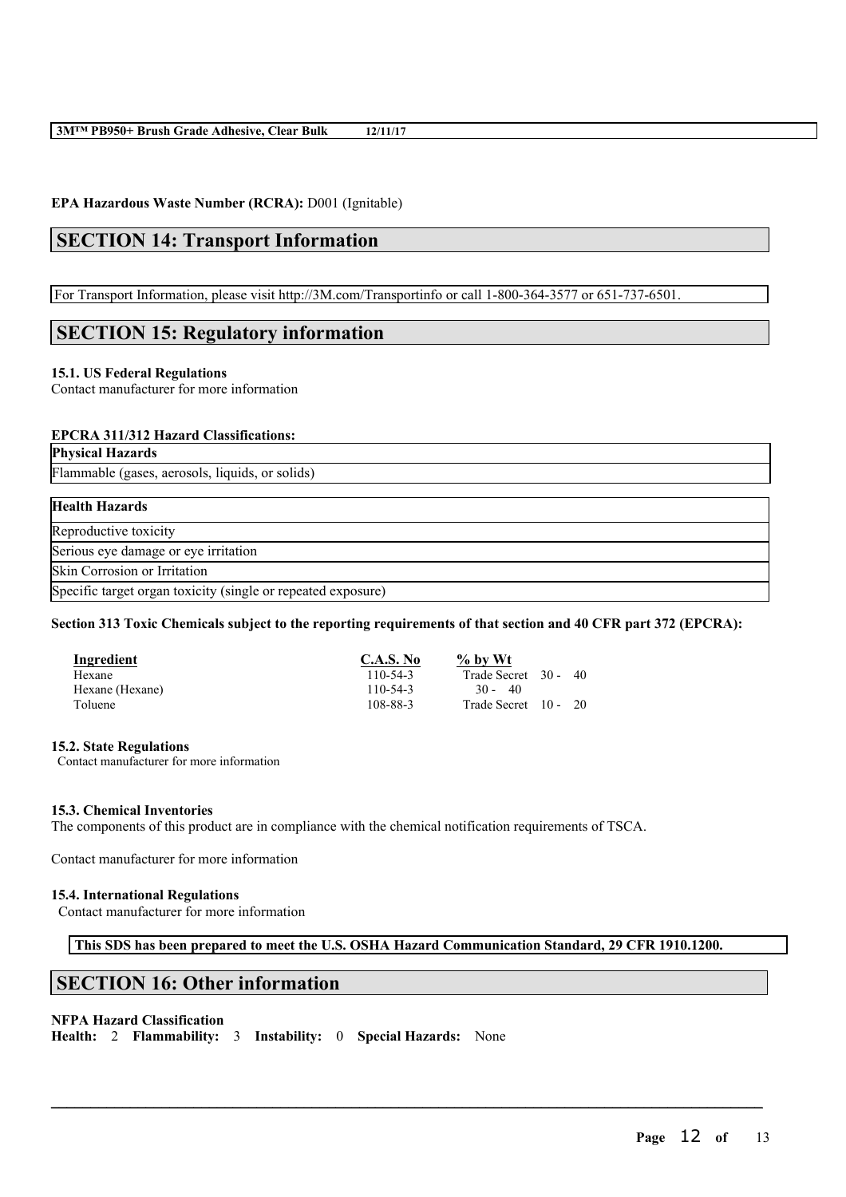**EPA Hazardous Waste Number (RCRA):** D001 (Ignitable)

## SECTION 14: Transport Information

For Transport Information, please visit http://3M.com/Transportinfo or call 1-800-364-3577 or 651-737-6501.

## SECTION 15: Regulatory information

### 15.1. US Federal Regulations

Contact manufacturer for more information

**EPCRA 311/312 Hazard Classifications:**

| Physical Hazards |
| --- |
| Flammable (gases, aerosols, liquids, or solids) |

| Health Hazards |
| --- |
| Reproductive toxicity |
| Serious eye damage or eye irritation |
| Skin Corrosion or Irritation |
| Specific target organ toxicity (single or repeated exposure) |

**Section 313 Toxic Chemicals subject to the reporting requirements of that section and 40 CFR part 372 (EPCRA):**

| Ingredient | C.A.S. No | % by Wt |
| --- | --- | --- |
| Hexane | 110-54-3 | Trade Secret 30 - 40 |
| Hexane (Hexane) | 110-54-3 | 30 - 40 |
| Toluene | 108-88-3 | Trade Secret 10 - 20 |

### 15.2. State Regulations

Contact manufacturer for more information

### 15.3. Chemical Inventories

The components of this product are in compliance with the chemical notification requirements of TSCA.

Contact manufacturer for more information

### 15.4. International Regulations

Contact manufacturer for more information

**This SDS has been prepared to meet the U.S. OSHA Hazard Communication Standard, 29 CFR 1910.1200.**

## SECTION 16: Other information

**NFPA Hazard Classification**

**Health:** 2 **Flammability:** 3 **Instability:** 0 **Special Hazards:** None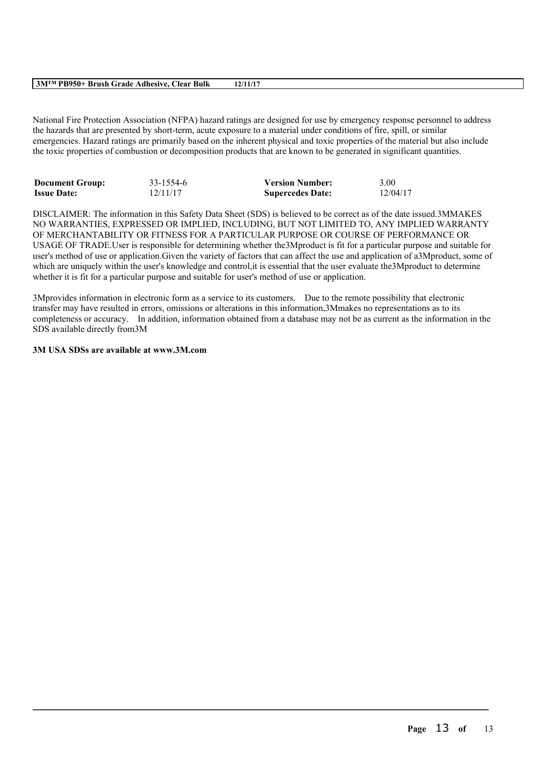National Fire Protection Association (NFPA) hazard ratings are designed for use by emergency response personnel to address the hazards that are presented by short-term, acute exposure to a material under conditions of fire, spill, or similar emergencies. Hazard ratings are primarily based on the inherent physical and toxic properties of the material but also include the toxic properties of combustion or decomposition products that are known to be generated in significant quantities.

| | | | |
|---|---|---|---|
| **Document Group:** | 33-1554-6 | **Version Number:** | 3.00 |
| **Issue Date:** | 12/11/17 | **Supercedes Date:** | 12/04/17 |

DISCLAIMER: The information in this Safety Data Sheet (SDS) is believed to be correct as of the date issued.3MMAKES NO WARRANTIES, EXPRESSED OR IMPLIED, INCLUDING, BUT NOT LIMITED TO, ANY IMPLIED WARRANTY OF MERCHANTABILITY OR FITNESS FOR A PARTICULAR PURPOSE OR COURSE OF PERFORMANCE OR USAGE OF TRADE.User is responsible for determining whether the3Mproduct is fit for a particular purpose and suitable for user's method of use or application.Given the variety of factors that can affect the use and application of a3Mproduct, some of which are uniquely within the user's knowledge and control,it is essential that the user evaluate the3Mproduct to determine whether it is fit for a particular purpose and suitable for user's method of use or application.

3Mprovides information in electronic form as a service to its customers. Due to the remote possibility that electronic transfer may have resulted in errors, omissions or alterations in this information,3Mmakes no representations as to its completeness or accuracy. In addition, information obtained from a database may not be as current as the information in the SDS available directly from3M

**3M USA SDSs are available at www.3M.com**